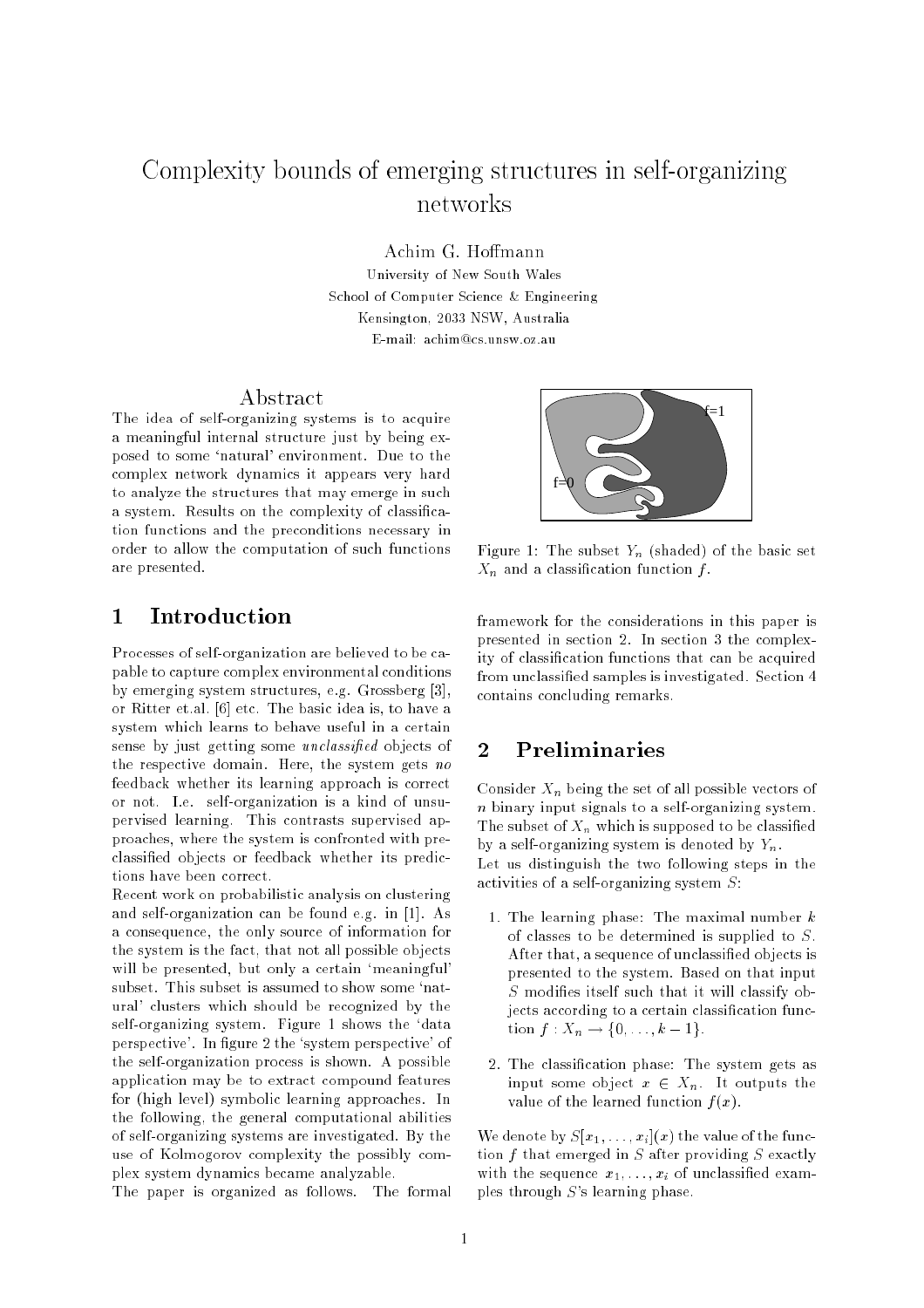# Complexity bounds of emerging structures in self-organizing networks

Achim G. Hoffmann

University of New South Wales
School of Computer Science & Engineering
Kensington, 2033 NSW, Australia
E-mail: achim@cs.unsw.oz.au

## Abstract

The idea of self-organizing systems is to acquire a meaningful internal structure just by being exposed to some 'natural' environment. Due to the complex network dynamics it appears very hard to analyze the structures that may emerge in such a system. Results on the complexity of classification functions and the preconditions necessary in order to allow the computation of such functions are presented.

## 1 Introduction

Processes of self-organization are believed to be capable to capture complex environmental conditions by emerging system structures, e.g. Grossberg [3], or Ritter et.al. [6] etc. The basic idea is, to have a system which learns to behave useful in a certain sense by just getting some *unclassified* objects of the respective domain. Here, the system gets *no* feedback whether its learning approach is correct or not. I.e. self-organization is a kind of unsupervised learning. This contrasts supervised approaches, where the system is confronted with preclassified objects or feedback whether its predictions have been correct.

Recent work on probabilistic analysis on clustering and self-organization can be found e.g. in [1]. As a consequence, the only source of information for the system is the fact, that not all possible objects will be presented, but only a certain 'meaningful' subset. This subset is assumed to show some 'natural' clusters which should be recognized by the self-organizing system. Figure 1 shows the 'data perspective'. In figure 2 the 'system perspective' of the self-organization process is shown. A possible application may be to extract compound features for (high level) symbolic learning approaches. In the following, the general computational abilities of self-organizing systems are investigated. By the use of Kolmogorov complexity the possibly complex system dynamics became analyzable.

The paper is organized as follows. The formal framework for the considerations in this paper is presented in section 2. In section 3 the complexity of classification functions that can be acquired from unclassified samples is investigated. Section 4 contains concluding remarks.

Figure 1: The subset $Y_n$ (shaded) of the basic set $X_n$ and a classification function $f$.

## 2 Preliminaries

Consider $X_n$ being the set of all possible vectors of $n$ binary input signals to a self-organizing system. The subset of $X_n$ which is supposed to be classified by a self-organizing system is denoted by $Y_n$.

Let us distinguish the two following steps in the activities of a self-organizing system $S$:

1. The learning phase: The maximal number $k$ of classes to be determined is supplied to $S$. After that, a sequence of unclassified objects is presented to the system. Based on that input $S$ modifies itself such that it will classify objects according to a certain classification function $f : X_n \rightarrow \{0, \ldots, k-1\}$.

2. The classification phase: The system gets as input some object $x \in X_n$. It outputs the value of the learned function $f(x)$.

We denote by $S[x_1, \ldots, x_i](x)$ the value of the function $f$ that emerged in $S$ after providing $S$ exactly with the sequence $x_1, \ldots, x_i$ of unclassified examples through $S$'s learning phase.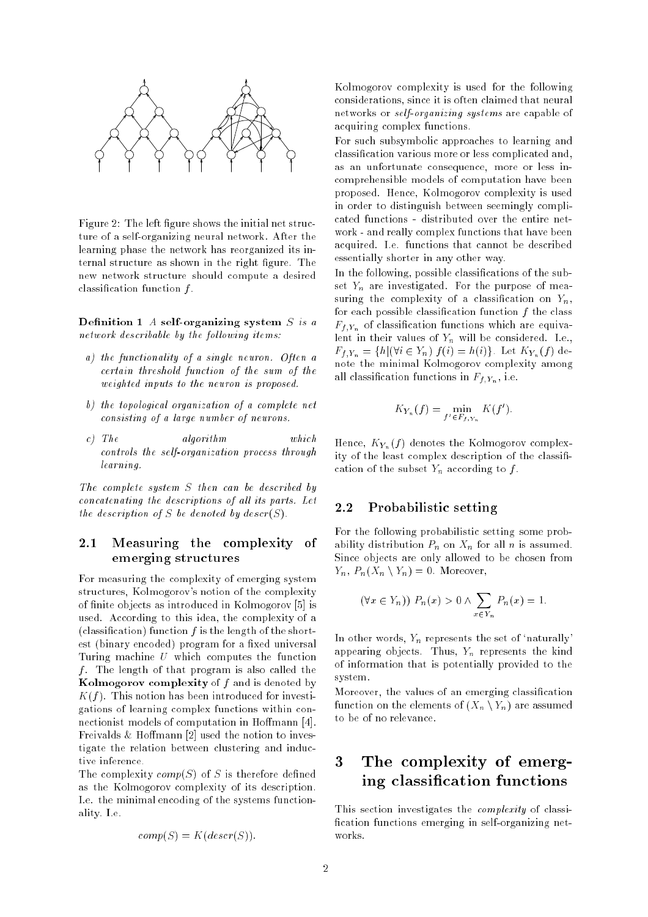Figure 2: The left figure shows the initial net structure of a self-organizing neural network. After the learning phase the network has reorganized its internal structure as shown in the right figure. The new network structure should compute a desired classification function $f$.

**Definition 1** *A* **self-organizing system** *$S$ is a network describable by the following items:*

*a) the functionality of a single neuron. Often a certain threshold function of the sum of the weighted inputs to the neuron is proposed.*

*b) the topological organization of a complete net consisting of a large number of neurons.*

*c) The algorithm which controls the self-organization process through learning.*

*The complete system $S$ then can be described by concatenating the descriptions of all its parts. Let the description of $S$ be denoted by $descr(S)$.*

## 2.1 Measuring the complexity of emerging structures

For measuring the complexity of emerging system structures, Kolmogorov's notion of the complexity of finite objects as introduced in Kolmogorov [5] is used. According to this idea, the complexity of a (classification) function $f$ is the length of the shortest (binary encoded) program for a fixed universal Turing machine $U$ which computes the function $f$. The length of that program is also called the **Kolmogorov complexity** of $f$ and is denoted by $K(f)$. This notion has been introduced for investigations of learning complex functions within connectionist models of computation in Hoffmann [4]. Freivalds & Hoffmann [2] used the notion to investigate the relation between clustering and inductive inference.

The complexity $comp(S)$ of $S$ is therefore defined as the Kolmogorov complexity of its description. I.e. the minimal encoding of the systems functionality. I.e.

$$comp(S) = K(descr(S)).$$

Kolmogorov complexity is used for the following considerations, since it is often claimed that neural networks or *self-organizing systems* are capable of acquiring complex functions.

For such subsymbolic approaches to learning and classification various more or less complicated and, as an unfortunate consequence, more or less incomprehensible models of computation have been proposed. Hence, Kolmogorov complexity is used in order to distinguish between seemingly complicated functions - distributed over the entire network - and really complex functions that have been acquired. I.e. functions that cannot be described essentially shorter in any other way.

In the following, possible classifications of the subset $Y_n$ are investigated. For the purpose of measuring the complexity of a classification on $Y_n$, for each possible classification function $f$ the class $F_{f,Y_n}$ of classification functions which are equivalent in their values of $Y_n$ will be considered. I.e., $F_{f,Y_n} = \{h | (\forall i \in Y_n) \; f(i) = h(i)\}$. Let $K_{Y_n}(f)$ denote the minimal Kolmogorov complexity among all classification functions in $F_{f,Y_n}$, i.e.

$$K_{Y_n}(f) = \min_{f' \in F_{f,Y_n}} K(f').$$

Hence, $K_{Y_n}(f)$ denotes the Kolmogorov complexity of the least complex description of the classification of the subset $Y_n$ according to $f$.

## 2.2 Probabilistic setting

For the following probabilistic setting some probability distribution $P_n$ on $X_n$ for all $n$ is assumed. Since objects are only allowed to be chosen from $Y_n$, $P_n(X_n \setminus Y_n) = 0$. Moreover,

$$(\forall x \in Y_n)) \; P_n(x) > 0 \wedge \sum_{x \in Y_n} P_n(x) = 1.$$

In other words, $Y_n$ represents the set of 'naturally' appearing objects. Thus, $Y_n$ represents the kind of information that is potentially provided to the system.

Moreover, the values of an emerging classification function on the elements of $(X_n \setminus Y_n)$ are assumed to be of no relevance.

# 3 The complexity of emerging classification functions

This section investigates the *complexity* of classification functions emerging in self-organizing networks.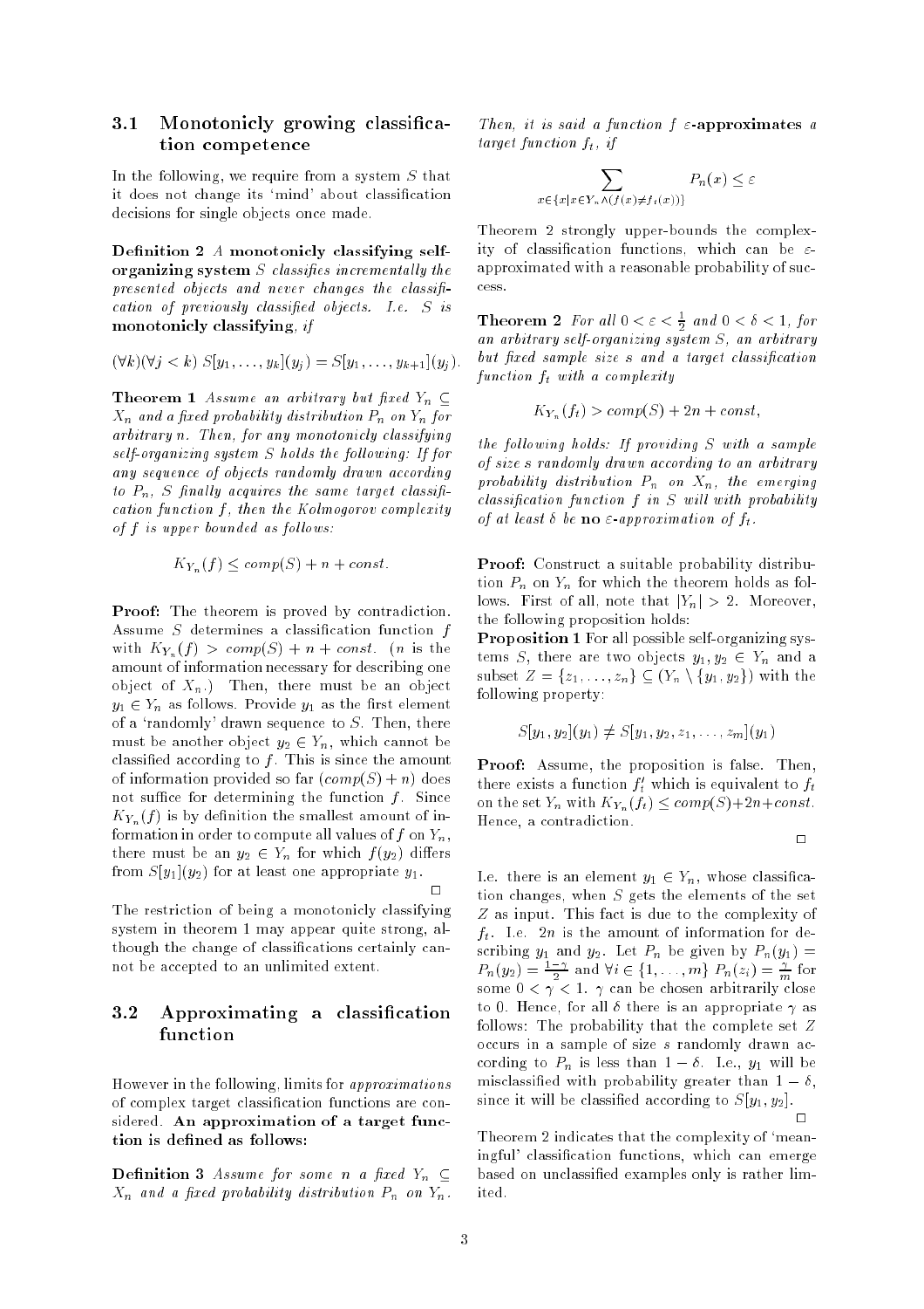### 3.1 Monotonicly growing classification competence

In the following, we require from a system $S$ that it does not change its 'mind' about classification decisions for single objects once made.

**Definition 2** *A* **monotonicly classifying self-organizing system** *$S$ classifies incrementally the presented objects and never changes the classification of previously classified objects. I.e. $S$ is* **monotonicly classifying**, *if*

$$(\forall k)(\forall j < k)\ S[y_1, \ldots, y_k](y_j) = S[y_1, \ldots, y_{k+1}](y_j).$$

**Theorem 1** *Assume an arbitrary but fixed $Y_n \subseteq X_n$ and a fixed probability distribution $P_n$ on $Y_n$ for arbitrary $n$. Then, for any monotonicly classifying self-organizing system $S$ holds the following: If for any sequence of objects randomly drawn according to $P_n$, $S$ finally acquires the same target classification function $f$, then the Kolmogorov complexity of $f$ is upper bounded as follows:*

$$K_{Y_n}(f) \leq comp(S) + n + const.$$

**Proof:** The theorem is proved by contradiction. Assume $S$ determines a classification function $f$ with $K_{Y_n}(f) > comp(S) + n + const.$ ($n$ is the amount of information necessary for describing one object of $X_n$.) Then, there must be an object $y_1 \in Y_n$ as follows. Provide $y_1$ as the first element of a 'randomly' drawn sequence to $S$. Then, there must be another object $y_2 \in Y_n$, which cannot be classified according to $f$. This is since the amount of information provided so far ($comp(S) + n$) does not suffice for determining the function $f$. Since $K_{Y_n}(f)$ is by definition the smallest amount of information in order to compute all values of $f$ on $Y_n$, there must be an $y_2 \in Y_n$ for which $f(y_2)$ differs from $S[y_1](y_2)$ for at least one appropriate $y_1$.

□

The restriction of being a monotonicly classifying system in theorem 1 may appear quite strong, although the change of classifications certainly cannot be accepted to an unlimited extent.

### 3.2 Approximating a classification function

However in the following, limits for *approximations* of complex target classification functions are considered. **An approximation of a target function is defined as follows:**

**Definition 3** *Assume for some $n$ a fixed $Y_n \subseteq X_n$ and a fixed probability distribution $P_n$ on $Y_n$. Then, it is said a function $f$* **$\varepsilon$-approximates** *a target function $f_t$, if*

$$\sum_{x \in \{x | x \in Y_n \wedge (f(x) \neq f_t(x))\}} P_n(x) \leq \varepsilon$$

Theorem 2 strongly upper-bounds the complexity of classification functions, which can be $\varepsilon$-approximated with a reasonable probability of success.

**Theorem 2** *For all $0 < \varepsilon < \frac{1}{2}$ and $0 < \delta < 1$, for an arbitrary self-organizing system $S$, an arbitrary but fixed sample size $s$ and a target classification function $f_t$ with a complexity*

$$K_{Y_n}(f_t) > comp(S) + 2n + const,$$

*the following holds: If providing $S$ with a sample of size $s$ randomly drawn according to an arbitrary probability distribution $P_n$ on $X_n$, the emerging classification function $f$ in $S$ will with probability of at least $\delta$ be* **no** *$\varepsilon$-approximation of $f_t$.*

**Proof:** Construct a suitable probability distribution $P_n$ on $Y_n$ for which the theorem holds as follows. First of all, note that $|Y_n| > 2$. Moreover, the following proposition holds:

**Proposition 1** For all possible self-organizing systems $S$, there are two objects $y_1, y_2 \in Y_n$ and a subset $Z = \{z_1, \ldots, z_n\} \subseteq (Y_n \setminus \{y_1, y_2\})$ with the following property:

$$S[y_1, y_2](y_1) \neq S[y_1, y_2, z_1, \ldots, z_m](y_1)$$

**Proof:** Assume, the proposition is false. Then, there exists a function $f_t'$ which is equivalent to $f_t$ on the set $Y_n$ with $K_{Y_n}(f_t) \leq comp(S) + 2n + const$. Hence, a contradiction.

□

I.e. there is an element $y_1 \in Y_n$, whose classification changes, when $S$ gets the elements of the set $Z$ as input. This fact is due to the complexity of $f_t$. I.e. $2n$ is the amount of information for describing $y_1$ and $y_2$. Let $P_n$ be given by $P_n(y_1) = P_n(y_2) = \frac{1-\gamma}{2}$ and $\forall i \in \{1, \ldots, m\}$ $P_n(z_i) = \frac{\gamma}{m}$ for some $0 < \gamma < 1$. $\gamma$ can be chosen arbitrarily close to 0. Hence, for all $\delta$ there is an appropriate $\gamma$ as follows: The probability that the complete set $Z$ occurs in a sample of size $s$ randomly drawn according to $P_n$ is less than $1 - \delta$. I.e., $y_1$ will be misclassified with probability greater than $1 - \delta$, since it will be classified according to $S[y_1, y_2]$.

□

Theorem 2 indicates that the complexity of 'meaningful' classification functions, which can emerge based on unclassified examples only is rather limited.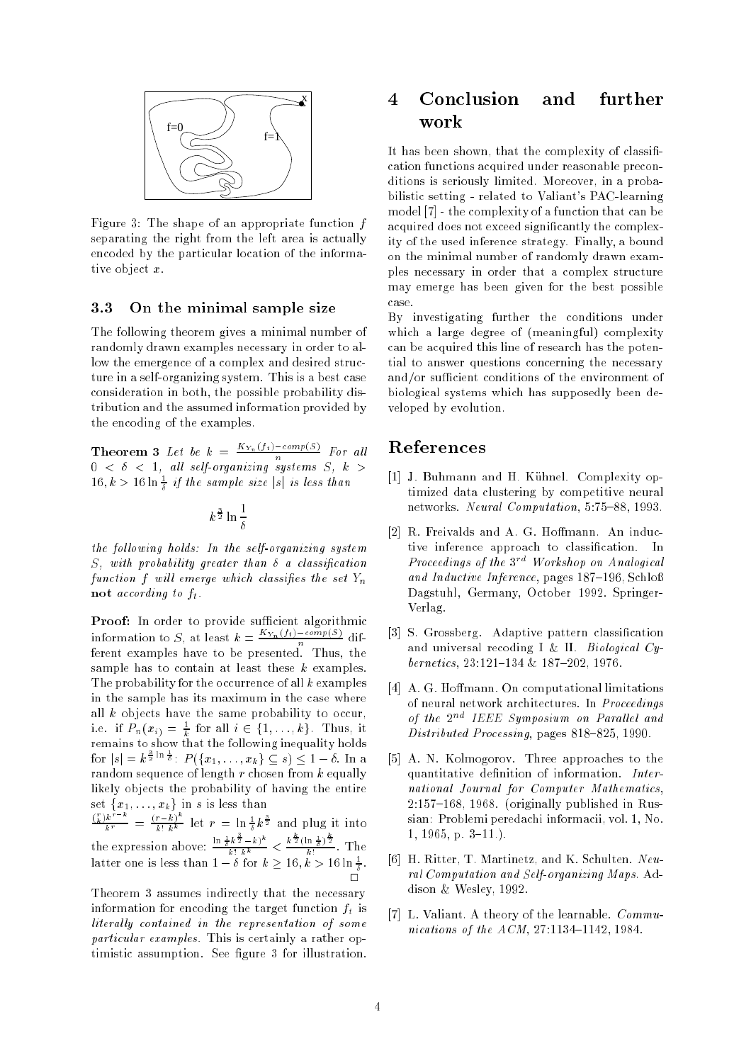f=0

f=1

x

Figure 3: The shape of an appropriate function $f$ separating the right from the left area is actually encoded by the particular location of the informative object $x$.

### 3.3 On the minimal sample size

The following theorem gives a minimal number of randomly drawn examples necessary in order to allow the emergence of a complex and desired structure in a self-organizing system. This is a best case consideration in both, the possible probability distribution and the assumed information provided by the encoding of the examples.

**Theorem 3** *Let be $k = \frac{K_{Y_n}(f_t) - comp(S)}{n}$ For all $0 < \delta < 1$, all self-organizing systems $S$, $k > 16, k > 16 \ln \frac{1}{\delta}$ if the sample size $|s|$ is less than*

$$k^{\frac{3}{2}} \ln \frac{1}{\delta}$$

*the following holds: In the self-organizing system $S$, with probability greater than $\delta$ a classification function $f$ will emerge which classifies the set $Y_n$* **not** *according to $f_t$.*

**Proof:** In order to provide sufficient algorithmic information to $S$, at least $k = \frac{K_{Y_n}(f_t) - comp(S)}{n}$ different examples have to be presented. Thus, the sample has to contain at least these $k$ examples. The probability for the occurrence of all $k$ examples in the sample has its maximum in the case where all $k$ objects have the same probability to occur, i.e. if $P_n(x_i) = \frac{1}{k}$ for all $i \in \{1, \ldots, k\}$. Thus, it remains to show that the following inequality holds for $|s| = k^{\frac{3}{2}} \ln \frac{1}{\delta}$: $P(\{x_1, \ldots, x_k\} \subseteq s) \leq 1 - \delta$. In a random sequence of length $r$ chosen from $k$ equally likely objects the probability of having the entire set $\{x_1, \ldots, x_k\}$ in $s$ is less than
$\frac{\binom{r}{k} k^{r-k}}{k^r} = \frac{(r-k)^k}{k! \; k^k}$ let $r = \ln \frac{1}{\delta} k^{\frac{3}{2}}$ and plug it into the expression above: $\frac{\ln \frac{1}{\delta} k^{\frac{3}{2}} - k)^k}{k! \; k^k} < \frac{k^{\frac{k}{2}} (\ln \frac{1}{\delta})^{\frac{k}{2}}}{k!}$. The latter one is less than $1 - \delta$ for $k \geq 16, k > 16 \ln \frac{1}{\delta}$. □

Theorem 3 assumes indirectly that the necessary information for encoding the target function $f_t$ is *literally contained in the representation of some particular examples*. This is certainly a rather optimistic assumption. See figure 3 for illustration.

## 4 Conclusion and further work

It has been shown, that the complexity of classification functions acquired under reasonable preconditions is seriously limited. Moreover, in a probabilistic setting - related to Valiant's PAC-learning model [7] - the complexity of a function that can be acquired does not exceed significantly the complexity of the used inference strategy. Finally, a bound on the minimal number of randomly drawn examples necessary in order that a complex structure may emerge has been given for the best possible case.

By investigating further the conditions under which a large degree of (meaningful) complexity can be acquired this line of research has the potential to answer questions concerning the necessary and/or sufficient conditions of the environment of biological systems which has supposedly been developed by evolution.

## References

[1] J. Buhmann and H. Kühnel. Complexity optimized data clustering by competitive neural networks. *Neural Computation*, 5:75–88, 1993.

[2] R. Freivalds and A. G. Hoffmann. An inductive inference approach to classification. In *Proceedings of the 3rd Workshop on Analogical and Inductive Inference*, pages 187–196, Schloß Dagstuhl, Germany, October 1992. Springer-Verlag.

[3] S. Grossberg. Adaptive pattern classification and universal recoding I & II. *Biological Cybernetics*, 23:121–134 & 187–202, 1976.

[4] A. G. Hoffmann. On computational limitations of neural network architectures. In *Proceedings of the 2nd IEEE Symposium on Parallel and Distributed Processing*, pages 818–825, 1990.

[5] A. N. Kolmogorov. Three approaches to the quantitative definition of information. *International Journal for Computer Mathematics*, 2:157–168, 1968. (originally published in Russian: Problemi peredachi informacii, vol. 1, No. 1, 1965, p. 3–11.).

[6] H. Ritter, T. Martinetz, and K. Schulten. *Neural Computation and Self-organizing Maps*. Addison & Wesley, 1992.

[7] L. Valiant. A theory of the learnable. *Communications of the ACM*, 27:1134–1142, 1984.